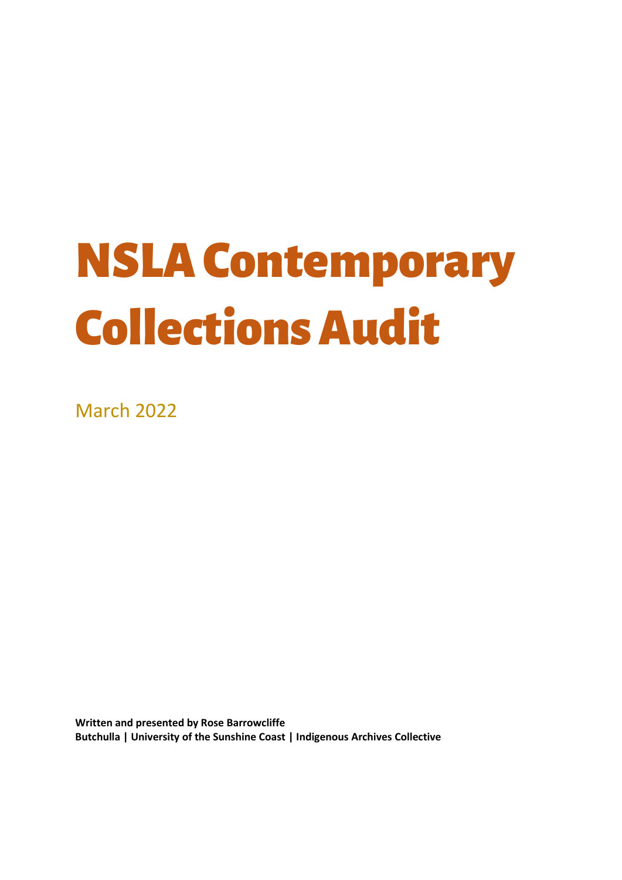# NSLA Contemporary Collections Audit

March 2022

**Written and presented by Rose Barrowcliffe**
**Butchulla | University of the Sunshine Coast | Indigenous Archives Collective**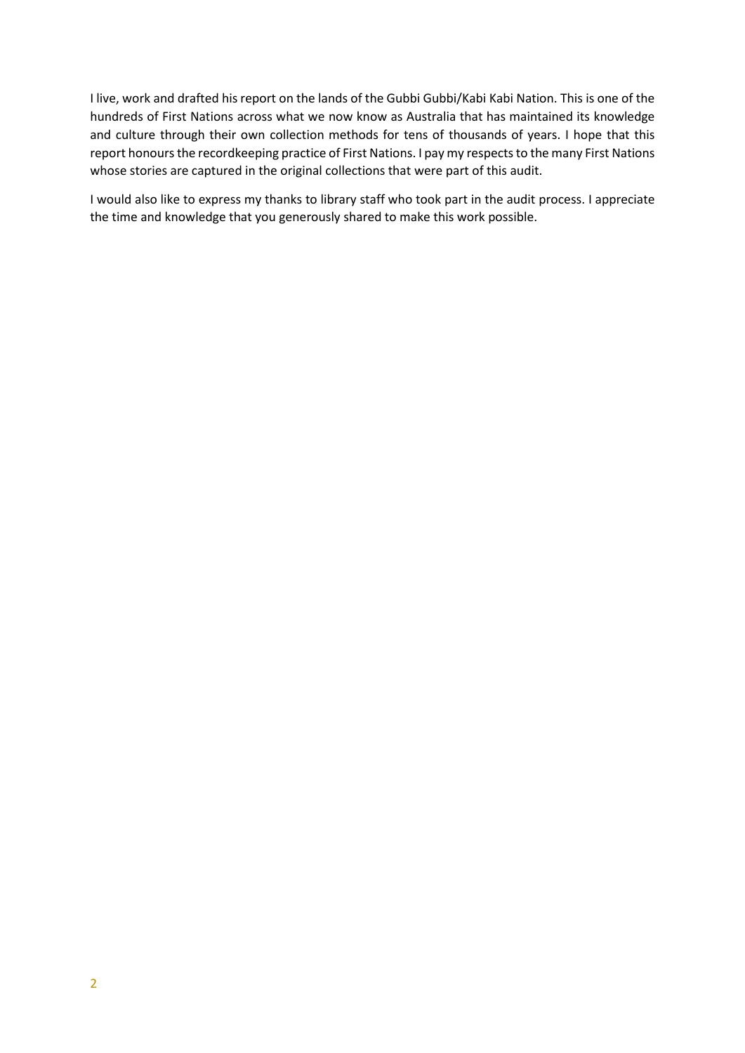I live, work and drafted his report on the lands of the Gubbi Gubbi/Kabi Kabi Nation. This is one of the hundreds of First Nations across what we now know as Australia that has maintained its knowledge and culture through their own collection methods for tens of thousands of years. I hope that this report honours the recordkeeping practice of First Nations. I pay my respects to the many First Nations whose stories are captured in the original collections that were part of this audit.

I would also like to express my thanks to library staff who took part in the audit process. I appreciate the time and knowledge that you generously shared to make this work possible.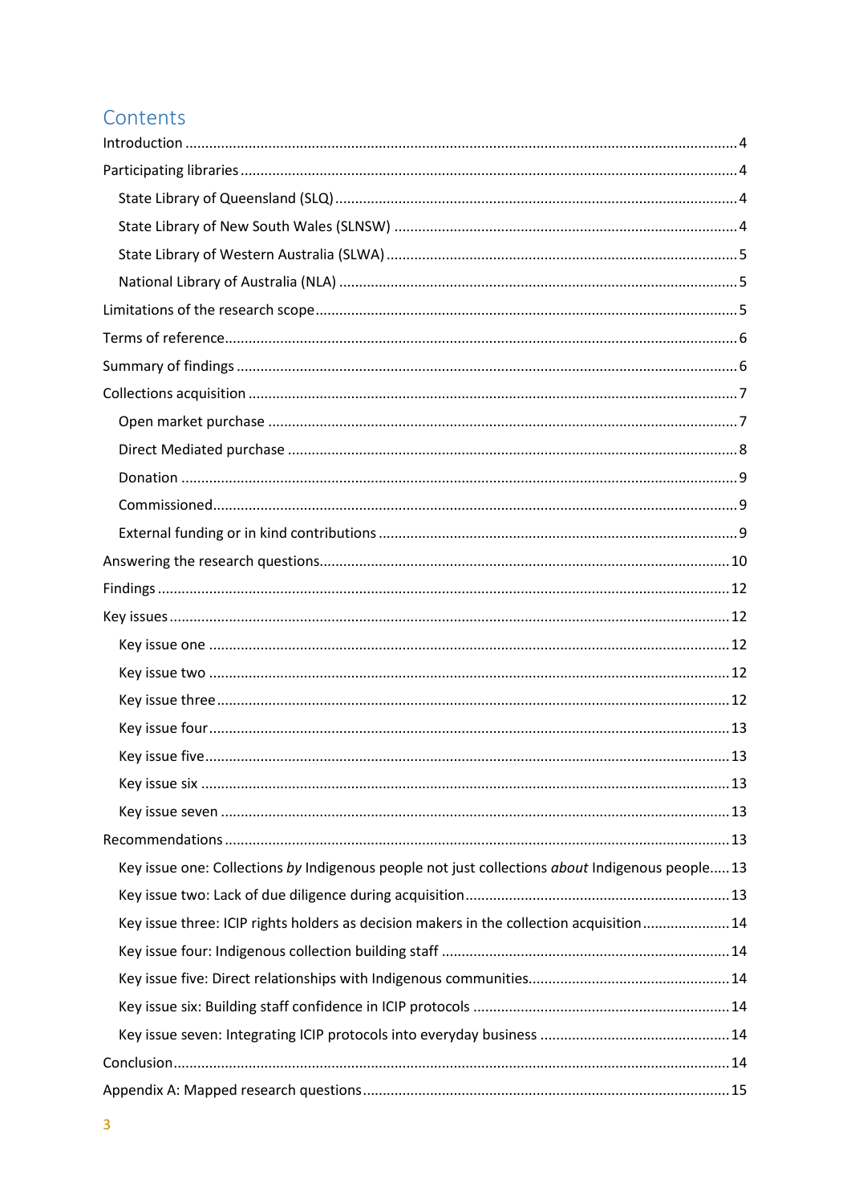# Contents

Introduction ..... 4

Participating libraries ..... 4

- State Library of Queensland (SLQ) ..... 4
- State Library of New South Wales (SLNSW) ..... 4
- State Library of Western Australia (SLWA) ..... 5
- National Library of Australia (NLA) ..... 5

Limitations of the research scope ..... 5

Terms of reference ..... 6

Summary of findings ..... 6

Collections acquisition ..... 7

- Open market purchase ..... 7
- Direct Mediated purchase ..... 8
- Donation ..... 9
- Commissioned ..... 9
- External funding or in kind contributions ..... 9

Answering the research questions ..... 10

Findings ..... 12

Key issues ..... 12

- Key issue one ..... 12
- Key issue two ..... 12
- Key issue three ..... 12
- Key issue four ..... 13
- Key issue five ..... 13
- Key issue six ..... 13
- Key issue seven ..... 13

Recommendations ..... 13

- Key issue one: Collections *by* Indigenous people not just collections *about* Indigenous people ..... 13
- Key issue two: Lack of due diligence during acquisition ..... 13
- Key issue three: ICIP rights holders as decision makers in the collection acquisition ..... 14
- Key issue four: Indigenous collection building staff ..... 14
- Key issue five: Direct relationships with Indigenous communities ..... 14
- Key issue six: Building staff confidence in ICIP protocols ..... 14
- Key issue seven: Integrating ICIP protocols into everyday business ..... 14

Conclusion ..... 14

Appendix A: Mapped research questions ..... 15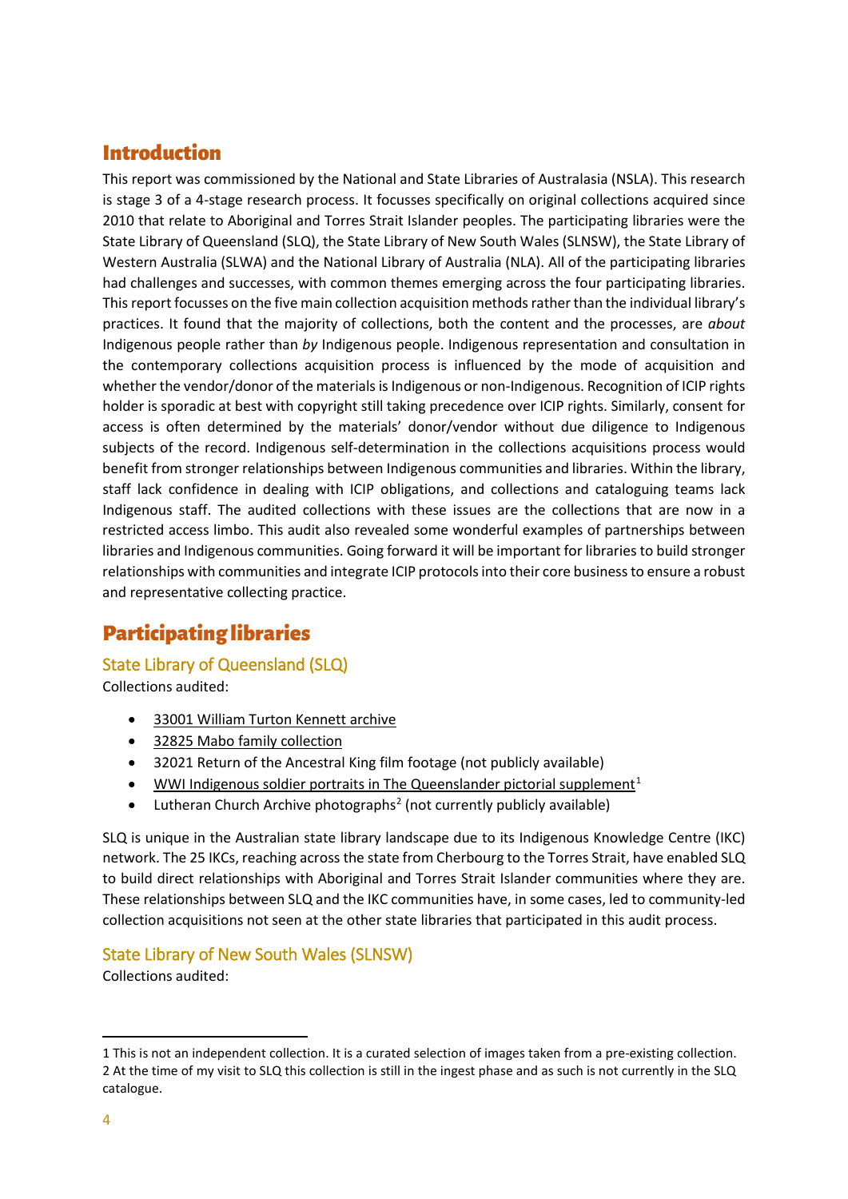# Introduction

This report was commissioned by the National and State Libraries of Australasia (NSLA). This research is stage 3 of a 4-stage research process. It focusses specifically on original collections acquired since 2010 that relate to Aboriginal and Torres Strait Islander peoples. The participating libraries were the State Library of Queensland (SLQ), the State Library of New South Wales (SLNSW), the State Library of Western Australia (SLWA) and the National Library of Australia (NLA). All of the participating libraries had challenges and successes, with common themes emerging across the four participating libraries. This report focusses on the five main collection acquisition methods rather than the individual library's practices. It found that the majority of collections, both the content and the processes, are *about* Indigenous people rather than *by* Indigenous people. Indigenous representation and consultation in the contemporary collections acquisition process is influenced by the mode of acquisition and whether the vendor/donor of the materials is Indigenous or non-Indigenous. Recognition of ICIP rights holder is sporadic at best with copyright still taking precedence over ICIP rights. Similarly, consent for access is often determined by the materials' donor/vendor without due diligence to Indigenous subjects of the record. Indigenous self-determination in the collections acquisitions process would benefit from stronger relationships between Indigenous communities and libraries. Within the library, staff lack confidence in dealing with ICIP obligations, and collections and cataloguing teams lack Indigenous staff. The audited collections with these issues are the collections that are now in a restricted access limbo. This audit also revealed some wonderful examples of partnerships between libraries and Indigenous communities. Going forward it will be important for libraries to build stronger relationships with communities and integrate ICIP protocols into their core business to ensure a robust and representative collecting practice.

# Participating libraries

## State Library of Queensland (SLQ)

Collections audited:

- 33001 William Turton Kennett archive
- 32825 Mabo family collection
- 32021 Return of the Ancestral King film footage (not publicly available)
- WWI Indigenous soldier portraits in The Queenslander pictorial supplement[1]
- Lutheran Church Archive photographs[2] (not currently publicly available)

SLQ is unique in the Australian state library landscape due to its Indigenous Knowledge Centre (IKC) network. The 25 IKCs, reaching across the state from Cherbourg to the Torres Strait, have enabled SLQ to build direct relationships with Aboriginal and Torres Strait Islander communities where they are. These relationships between SLQ and the IKC communities have, in some cases, led to community-led collection acquisitions not seen at the other state libraries that participated in this audit process.

## State Library of New South Wales (SLNSW)

Collections audited:

1 This is not an independent collection. It is a curated selection of images taken from a pre-existing collection.

2 At the time of my visit to SLQ this collection is still in the ingest phase and as such is not currently in the SLQ catalogue.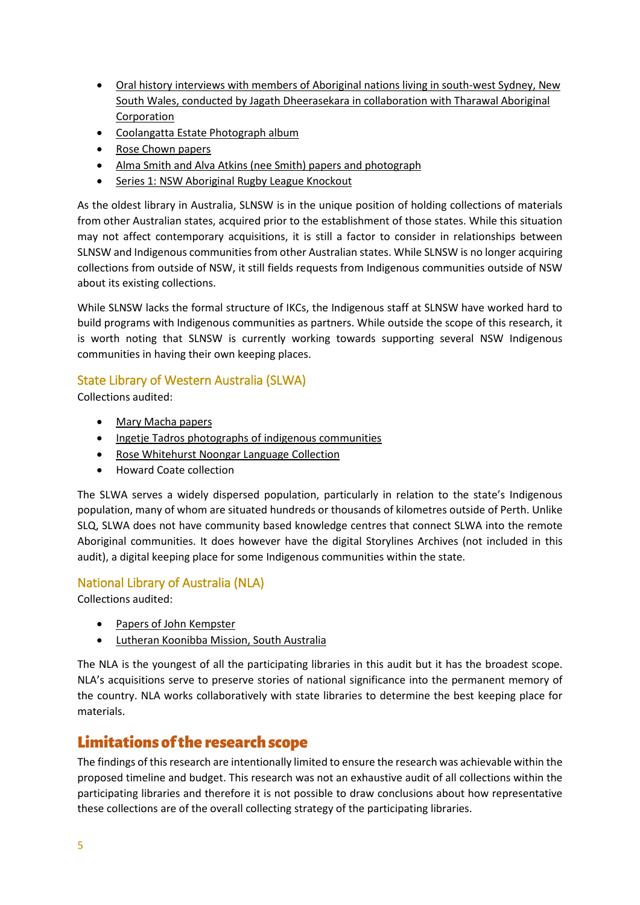- Oral history interviews with members of Aboriginal nations living in south-west Sydney, New South Wales, conducted by Jagath Dheerasekara in collaboration with Tharawal Aboriginal Corporation
- Coolangatta Estate Photograph album
- Rose Chown papers
- Alma Smith and Alva Atkins (nee Smith) papers and photograph
- Series 1: NSW Aboriginal Rugby League Knockout

As the oldest library in Australia, SLNSW is in the unique position of holding collections of materials from other Australian states, acquired prior to the establishment of those states. While this situation may not affect contemporary acquisitions, it is still a factor to consider in relationships between SLNSW and Indigenous communities from other Australian states. While SLNSW is no longer acquiring collections from outside of NSW, it still fields requests from Indigenous communities outside of NSW about its existing collections.

While SLNSW lacks the formal structure of IKCs, the Indigenous staff at SLNSW have worked hard to build programs with Indigenous communities as partners. While outside the scope of this research, it is worth noting that SLNSW is currently working towards supporting several NSW Indigenous communities in having their own keeping places.

### State Library of Western Australia (SLWA)

Collections audited:

- Mary Macha papers
- Ingetje Tadros photographs of indigenous communities
- Rose Whitehurst Noongar Language Collection
- Howard Coate collection

The SLWA serves a widely dispersed population, particularly in relation to the state's Indigenous population, many of whom are situated hundreds or thousands of kilometres outside of Perth. Unlike SLQ, SLWA does not have community based knowledge centres that connect SLWA into the remote Aboriginal communities. It does however have the digital Storylines Archives (not included in this audit), a digital keeping place for some Indigenous communities within the state.

### National Library of Australia (NLA)

Collections audited:

- Papers of John Kempster
- Lutheran Koonibba Mission, South Australia

The NLA is the youngest of all the participating libraries in this audit but it has the broadest scope. NLA's acquisitions serve to preserve stories of national significance into the permanent memory of the country. NLA works collaboratively with state libraries to determine the best keeping place for materials.

## Limitations of the research scope

The findings of this research are intentionally limited to ensure the research was achievable within the proposed timeline and budget. This research was not an exhaustive audit of all collections within the participating libraries and therefore it is not possible to draw conclusions about how representative these collections are of the overall collecting strategy of the participating libraries.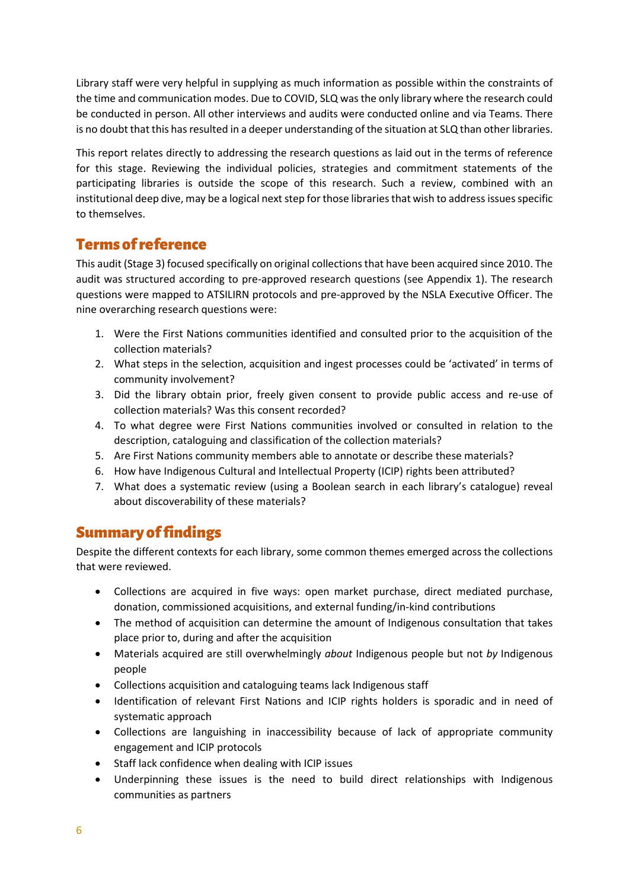Library staff were very helpful in supplying as much information as possible within the constraints of the time and communication modes. Due to COVID, SLQ was the only library where the research could be conducted in person. All other interviews and audits were conducted online and via Teams. There is no doubt that this has resulted in a deeper understanding of the situation at SLQ than other libraries.

This report relates directly to addressing the research questions as laid out in the terms of reference for this stage. Reviewing the individual policies, strategies and commitment statements of the participating libraries is outside the scope of this research. Such a review, combined with an institutional deep dive, may be a logical next step for those libraries that wish to address issues specific to themselves.

## Terms of reference

This audit (Stage 3) focused specifically on original collections that have been acquired since 2010. The audit was structured according to pre-approved research questions (see Appendix 1). The research questions were mapped to ATSILIRN protocols and pre-approved by the NSLA Executive Officer. The nine overarching research questions were:

1. Were the First Nations communities identified and consulted prior to the acquisition of the collection materials?
2. What steps in the selection, acquisition and ingest processes could be 'activated' in terms of community involvement?
3. Did the library obtain prior, freely given consent to provide public access and re-use of collection materials? Was this consent recorded?
4. To what degree were First Nations communities involved or consulted in relation to the description, cataloguing and classification of the collection materials?
5. Are First Nations community members able to annotate or describe these materials?
6. How have Indigenous Cultural and Intellectual Property (ICIP) rights been attributed?
7. What does a systematic review (using a Boolean search in each library's catalogue) reveal about discoverability of these materials?

## Summary of findings

Despite the different contexts for each library, some common themes emerged across the collections that were reviewed.

- Collections are acquired in five ways: open market purchase, direct mediated purchase, donation, commissioned acquisitions, and external funding/in-kind contributions
- The method of acquisition can determine the amount of Indigenous consultation that takes place prior to, during and after the acquisition
- Materials acquired are still overwhelmingly *about* Indigenous people but not *by* Indigenous people
- Collections acquisition and cataloguing teams lack Indigenous staff
- Identification of relevant First Nations and ICIP rights holders is sporadic and in need of systematic approach
- Collections are languishing in inaccessibility because of lack of appropriate community engagement and ICIP protocols
- Staff lack confidence when dealing with ICIP issues
- Underpinning these issues is the need to build direct relationships with Indigenous communities as partners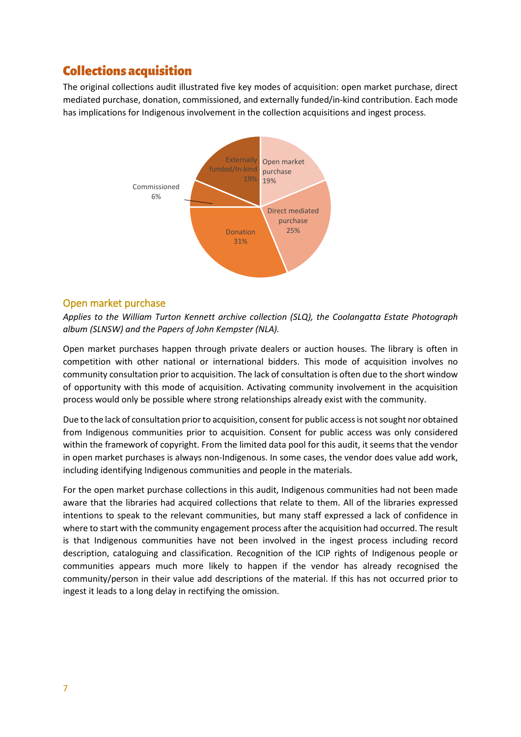## Collections acquisition

The original collections audit illustrated five key modes of acquisition: open market purchase, direct mediated purchase, donation, commissioned, and externally funded/in-kind contribution. Each mode has implications for Indigenous involvement in the collection acquisitions and ingest process.

| Mode of acquisition | Percentage |
|---|---|
| Open market purchase | 19% |
| Direct mediated purchase | 25% |
| Donation | 31% |
| Commissioned | 6% |
| Externally funded/In-kind | 19% |

### Open market purchase

*Applies to the William Turton Kennett archive collection (SLQ), the Coolangatta Estate Photograph album (SLNSW) and the Papers of John Kempster (NLA).*

Open market purchases happen through private dealers or auction houses. The library is often in competition with other national or international bidders. This mode of acquisition involves no community consultation prior to acquisition. The lack of consultation is often due to the short window of opportunity with this mode of acquisition. Activating community involvement in the acquisition process would only be possible where strong relationships already exist with the community.

Due to the lack of consultation prior to acquisition, consent for public access is not sought nor obtained from Indigenous communities prior to acquisition. Consent for public access was only considered within the framework of copyright. From the limited data pool for this audit, it seems that the vendor in open market purchases is always non-Indigenous. In some cases, the vendor does value add work, including identifying Indigenous communities and people in the materials.

For the open market purchase collections in this audit, Indigenous communities had not been made aware that the libraries had acquired collections that relate to them. All of the libraries expressed intentions to speak to the relevant communities, but many staff expressed a lack of confidence in where to start with the community engagement process after the acquisition had occurred. The result is that Indigenous communities have not been involved in the ingest process including record description, cataloguing and classification. Recognition of the ICIP rights of Indigenous people or communities appears much more likely to happen if the vendor has already recognised the community/person in their value add descriptions of the material. If this has not occurred prior to ingest it leads to a long delay in rectifying the omission.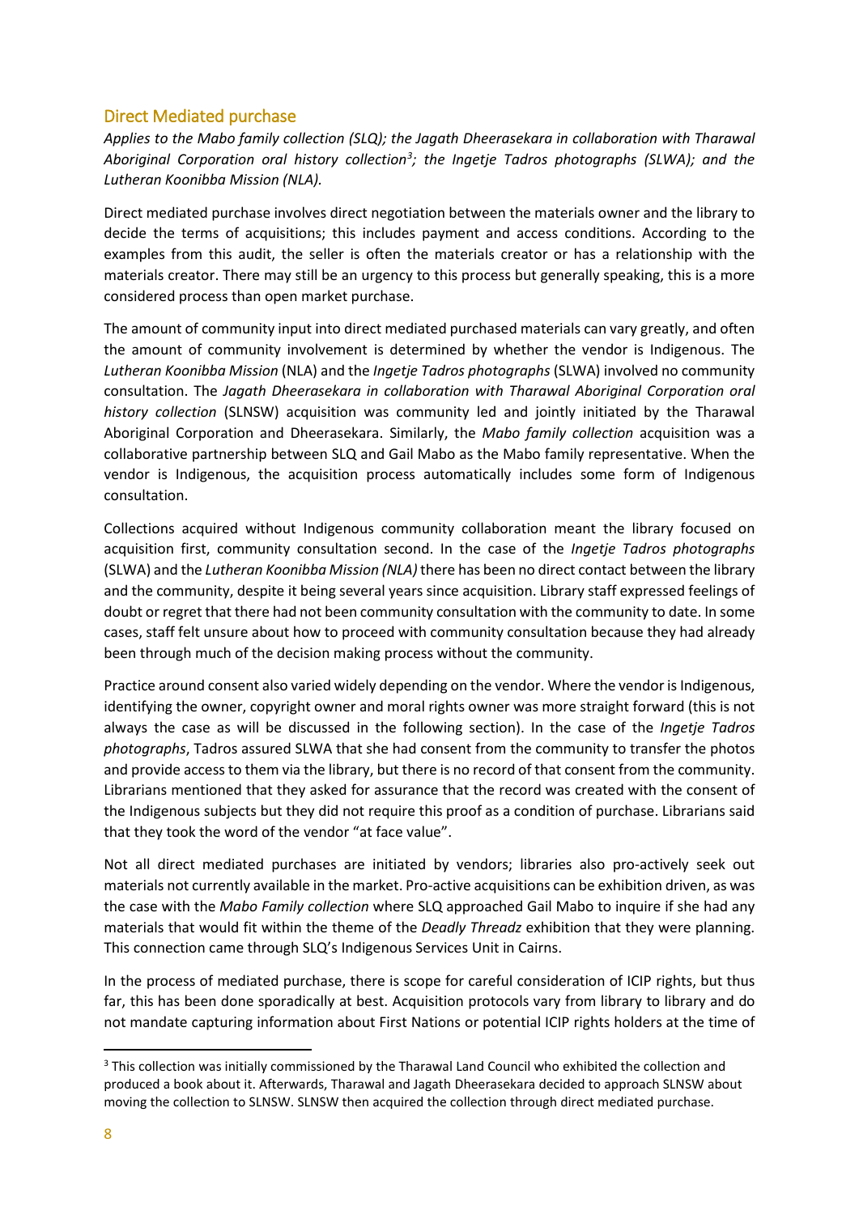## Direct Mediated purchase

*Applies to the Mabo family collection (SLQ); the Jagath Dheerasekara in collaboration with Tharawal Aboriginal Corporation oral history collection[3]; the Ingetje Tadros photographs (SLWA); and the Lutheran Koonibba Mission (NLA).*

Direct mediated purchase involves direct negotiation between the materials owner and the library to decide the terms of acquisitions; this includes payment and access conditions. According to the examples from this audit, the seller is often the materials creator or has a relationship with the materials creator. There may still be an urgency to this process but generally speaking, this is a more considered process than open market purchase.

The amount of community input into direct mediated purchased materials can vary greatly, and often the amount of community involvement is determined by whether the vendor is Indigenous. The *Lutheran Koonibba Mission* (NLA) and the *Ingetje Tadros photographs* (SLWA) involved no community consultation. The *Jagath Dheerasekara in collaboration with Tharawal Aboriginal Corporation oral history collection* (SLNSW) acquisition was community led and jointly initiated by the Tharawal Aboriginal Corporation and Dheerasekara. Similarly, the *Mabo family collection* acquisition was a collaborative partnership between SLQ and Gail Mabo as the Mabo family representative. When the vendor is Indigenous, the acquisition process automatically includes some form of Indigenous consultation.

Collections acquired without Indigenous community collaboration meant the library focused on acquisition first, community consultation second. In the case of the *Ingetje Tadros photographs* (SLWA) and the *Lutheran Koonibba Mission (NLA)* there has been no direct contact between the library and the community, despite it being several years since acquisition. Library staff expressed feelings of doubt or regret that there had not been community consultation with the community to date. In some cases, staff felt unsure about how to proceed with community consultation because they had already been through much of the decision making process without the community.

Practice around consent also varied widely depending on the vendor. Where the vendor is Indigenous, identifying the owner, copyright owner and moral rights owner was more straight forward (this is not always the case as will be discussed in the following section). In the case of the *Ingetje Tadros photographs*, Tadros assured SLWA that she had consent from the community to transfer the photos and provide access to them via the library, but there is no record of that consent from the community. Librarians mentioned that they asked for assurance that the record was created with the consent of the Indigenous subjects but they did not require this proof as a condition of purchase. Librarians said that they took the word of the vendor "at face value".

Not all direct mediated purchases are initiated by vendors; libraries also pro-actively seek out materials not currently available in the market. Pro-active acquisitions can be exhibition driven, as was the case with the *Mabo Family collection* where SLQ approached Gail Mabo to inquire if she had any materials that would fit within the theme of the *Deadly Threadz* exhibition that they were planning. This connection came through SLQ's Indigenous Services Unit in Cairns.

In the process of mediated purchase, there is scope for careful consideration of ICIP rights, but thus far, this has been done sporadically at best. Acquisition protocols vary from library to library and do not mandate capturing information about First Nations or potential ICIP rights holders at the time of

[3] This collection was initially commissioned by the Tharawal Land Council who exhibited the collection and produced a book about it. Afterwards, Tharawal and Jagath Dheerasekara decided to approach SLNSW about moving the collection to SLNSW. SLNSW then acquired the collection through direct mediated purchase.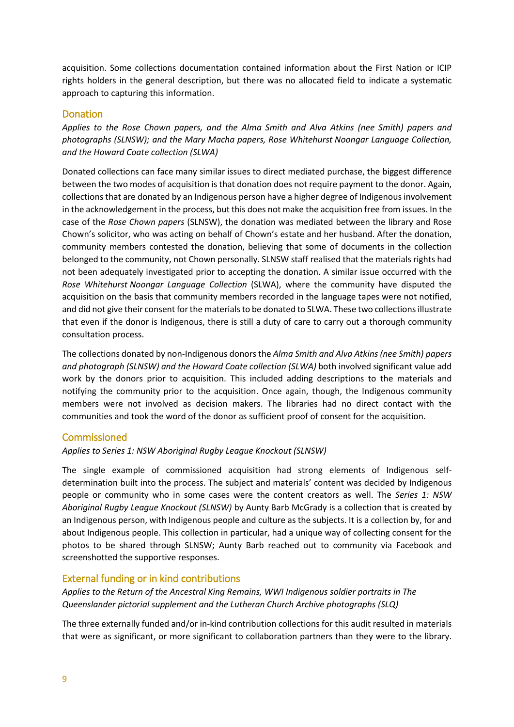acquisition. Some collections documentation contained information about the First Nation or ICIP rights holders in the general description, but there was no allocated field to indicate a systematic approach to capturing this information.

## Donation

*Applies to the Rose Chown papers, and the Alma Smith and Alva Atkins (nee Smith) papers and photographs (SLNSW); and the Mary Macha papers, Rose Whitehurst Noongar Language Collection, and the Howard Coate collection (SLWA)*

Donated collections can face many similar issues to direct mediated purchase, the biggest difference between the two modes of acquisition is that donation does not require payment to the donor. Again, collections that are donated by an Indigenous person have a higher degree of Indigenous involvement in the acknowledgement in the process, but this does not make the acquisition free from issues. In the case of the *Rose Chown papers* (SLNSW), the donation was mediated between the library and Rose Chown's solicitor, who was acting on behalf of Chown's estate and her husband. After the donation, community members contested the donation, believing that some of documents in the collection belonged to the community, not Chown personally. SLNSW staff realised that the materials rights had not been adequately investigated prior to accepting the donation. A similar issue occurred with the *Rose Whitehurst Noongar Language Collection* (SLWA), where the community have disputed the acquisition on the basis that community members recorded in the language tapes were not notified, and did not give their consent for the materials to be donated to SLWA. These two collections illustrate that even if the donor is Indigenous, there is still a duty of care to carry out a thorough community consultation process.

The collections donated by non-Indigenous donors the *Alma Smith and Alva Atkins (nee Smith) papers and photograph (SLNSW) and the Howard Coate collection (SLWA)* both involved significant value add work by the donors prior to acquisition. This included adding descriptions to the materials and notifying the community prior to the acquisition. Once again, though, the Indigenous community members were not involved as decision makers. The libraries had no direct contact with the communities and took the word of the donor as sufficient proof of consent for the acquisition.

## Commissioned

*Applies to Series 1: NSW Aboriginal Rugby League Knockout (SLNSW)*

The single example of commissioned acquisition had strong elements of Indigenous self-determination built into the process. The subject and materials' content was decided by Indigenous people or community who in some cases were the content creators as well. The *Series 1: NSW Aboriginal Rugby League Knockout (SLNSW)* by Aunty Barb McGrady is a collection that is created by an Indigenous person, with Indigenous people and culture as the subjects. It is a collection by, for and about Indigenous people. This collection in particular, had a unique way of collecting consent for the photos to be shared through SLNSW; Aunty Barb reached out to community via Facebook and screenshotted the supportive responses.

## External funding or in kind contributions

*Applies to the Return of the Ancestral King Remains, WWI Indigenous soldier portraits in The Queenslander pictorial supplement and the Lutheran Church Archive photographs (SLQ)*

The three externally funded and/or in-kind contribution collections for this audit resulted in materials that were as significant, or more significant to collaboration partners than they were to the library.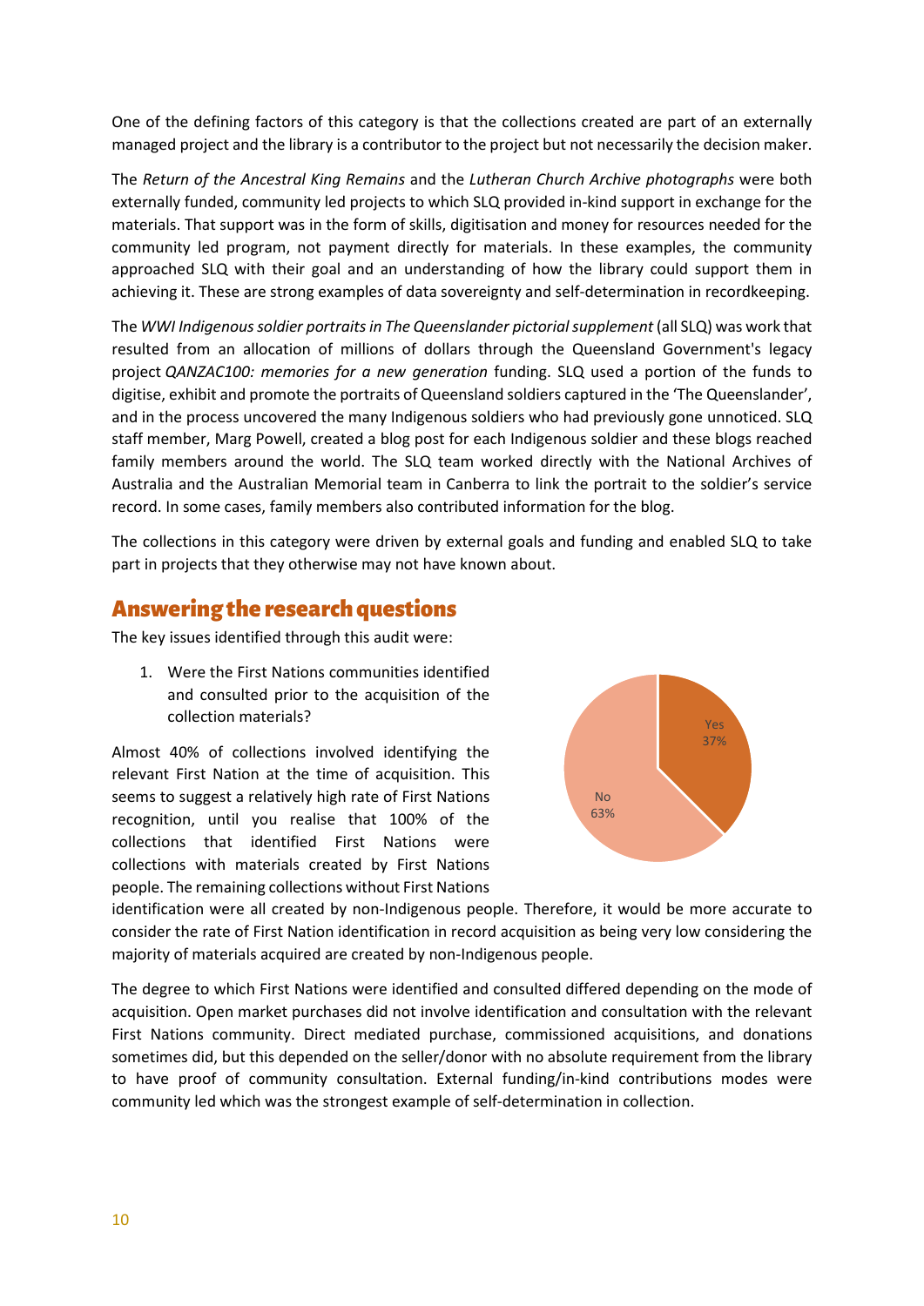One of the defining factors of this category is that the collections created are part of an externally managed project and the library is a contributor to the project but not necessarily the decision maker.

The *Return of the Ancestral King Remains* and the *Lutheran Church Archive photographs* were both externally funded, community led projects to which SLQ provided in-kind support in exchange for the materials. That support was in the form of skills, digitisation and money for resources needed for the community led program, not payment directly for materials. In these examples, the community approached SLQ with their goal and an understanding of how the library could support them in achieving it. These are strong examples of data sovereignty and self-determination in recordkeeping.

The *WWI Indigenous soldier portraits in The Queenslander pictorial supplement* (all SLQ) was work that resulted from an allocation of millions of dollars through the Queensland Government's legacy project *QANZAC100: memories for a new generation* funding. SLQ used a portion of the funds to digitise, exhibit and promote the portraits of Queensland soldiers captured in the 'The Queenslander', and in the process uncovered the many Indigenous soldiers who had previously gone unnoticed. SLQ staff member, Marg Powell, created a blog post for each Indigenous soldier and these blogs reached family members around the world. The SLQ team worked directly with the National Archives of Australia and the Australian Memorial team in Canberra to link the portrait to the soldier's service record. In some cases, family members also contributed information for the blog.

The collections in this category were driven by external goals and funding and enabled SLQ to take part in projects that they otherwise may not have known about.

## Answering the research questions

The key issues identified through this audit were:

1. Were the First Nations communities identified and consulted prior to the acquisition of the collection materials?

| Response | Percentage |
| --- | --- |
| Yes | 37% |
| No | 63% |

Almost 40% of collections involved identifying the relevant First Nation at the time of acquisition. This seems to suggest a relatively high rate of First Nations recognition, until you realise that 100% of the collections that identified First Nations were collections with materials created by First Nations people. The remaining collections without First Nations identification were all created by non-Indigenous people. Therefore, it would be more accurate to consider the rate of First Nation identification in record acquisition as being very low considering the majority of materials acquired are created by non-Indigenous people.

The degree to which First Nations were identified and consulted differed depending on the mode of acquisition. Open market purchases did not involve identification and consultation with the relevant First Nations community. Direct mediated purchase, commissioned acquisitions, and donations sometimes did, but this depended on the seller/donor with no absolute requirement from the library to have proof of community consultation. External funding/in-kind contributions modes were community led which was the strongest example of self-determination in collection.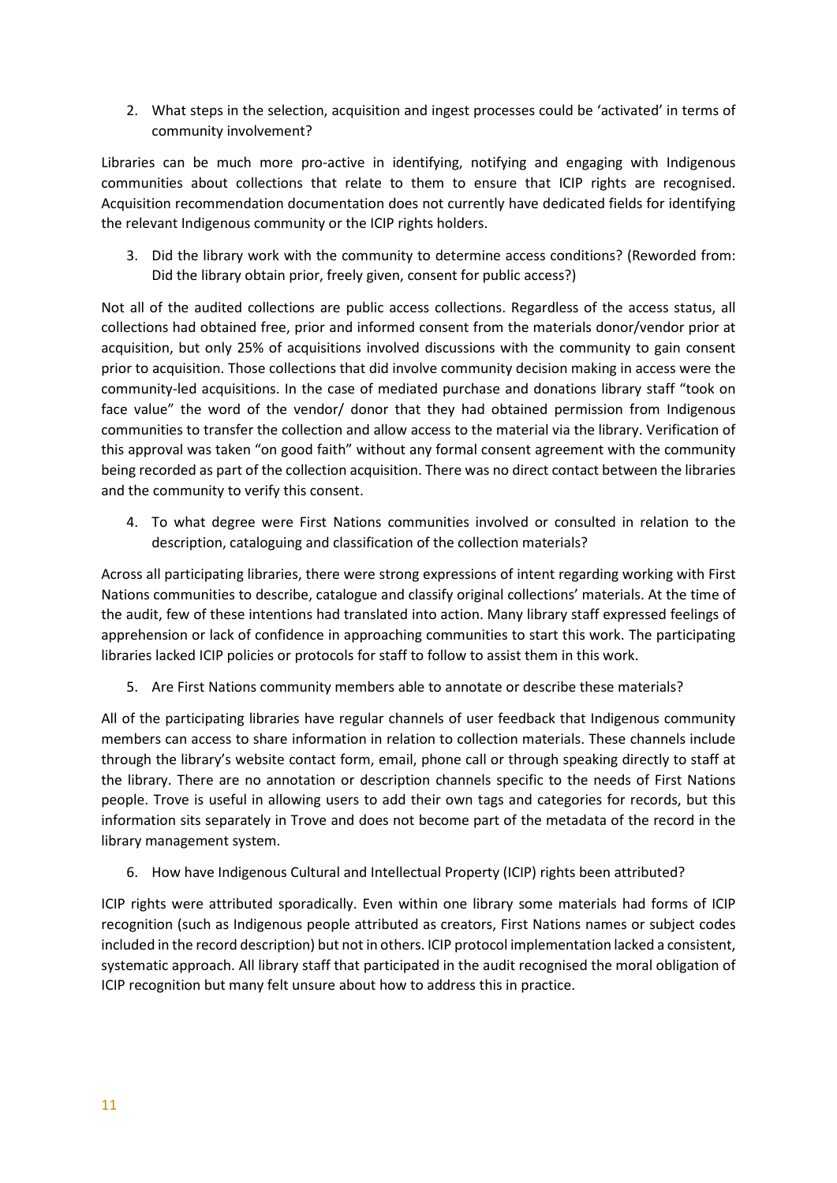2. What steps in the selection, acquisition and ingest processes could be 'activated' in terms of community involvement?

Libraries can be much more pro-active in identifying, notifying and engaging with Indigenous communities about collections that relate to them to ensure that ICIP rights are recognised. Acquisition recommendation documentation does not currently have dedicated fields for identifying the relevant Indigenous community or the ICIP rights holders.

3. Did the library work with the community to determine access conditions? (Reworded from: Did the library obtain prior, freely given, consent for public access?)

Not all of the audited collections are public access collections. Regardless of the access status, all collections had obtained free, prior and informed consent from the materials donor/vendor prior at acquisition, but only 25% of acquisitions involved discussions with the community to gain consent prior to acquisition. Those collections that did involve community decision making in access were the community-led acquisitions. In the case of mediated purchase and donations library staff "took on face value" the word of the vendor/ donor that they had obtained permission from Indigenous communities to transfer the collection and allow access to the material via the library. Verification of this approval was taken "on good faith" without any formal consent agreement with the community being recorded as part of the collection acquisition. There was no direct contact between the libraries and the community to verify this consent.

4. To what degree were First Nations communities involved or consulted in relation to the description, cataloguing and classification of the collection materials?

Across all participating libraries, there were strong expressions of intent regarding working with First Nations communities to describe, catalogue and classify original collections' materials. At the time of the audit, few of these intentions had translated into action. Many library staff expressed feelings of apprehension or lack of confidence in approaching communities to start this work. The participating libraries lacked ICIP policies or protocols for staff to follow to assist them in this work.

5. Are First Nations community members able to annotate or describe these materials?

All of the participating libraries have regular channels of user feedback that Indigenous community members can access to share information in relation to collection materials. These channels include through the library's website contact form, email, phone call or through speaking directly to staff at the library. There are no annotation or description channels specific to the needs of First Nations people. Trove is useful in allowing users to add their own tags and categories for records, but this information sits separately in Trove and does not become part of the metadata of the record in the library management system.

6. How have Indigenous Cultural and Intellectual Property (ICIP) rights been attributed?

ICIP rights were attributed sporadically. Even within one library some materials had forms of ICIP recognition (such as Indigenous people attributed as creators, First Nations names or subject codes included in the record description) but not in others. ICIP protocol implementation lacked a consistent, systematic approach. All library staff that participated in the audit recognised the moral obligation of ICIP recognition but many felt unsure about how to address this in practice.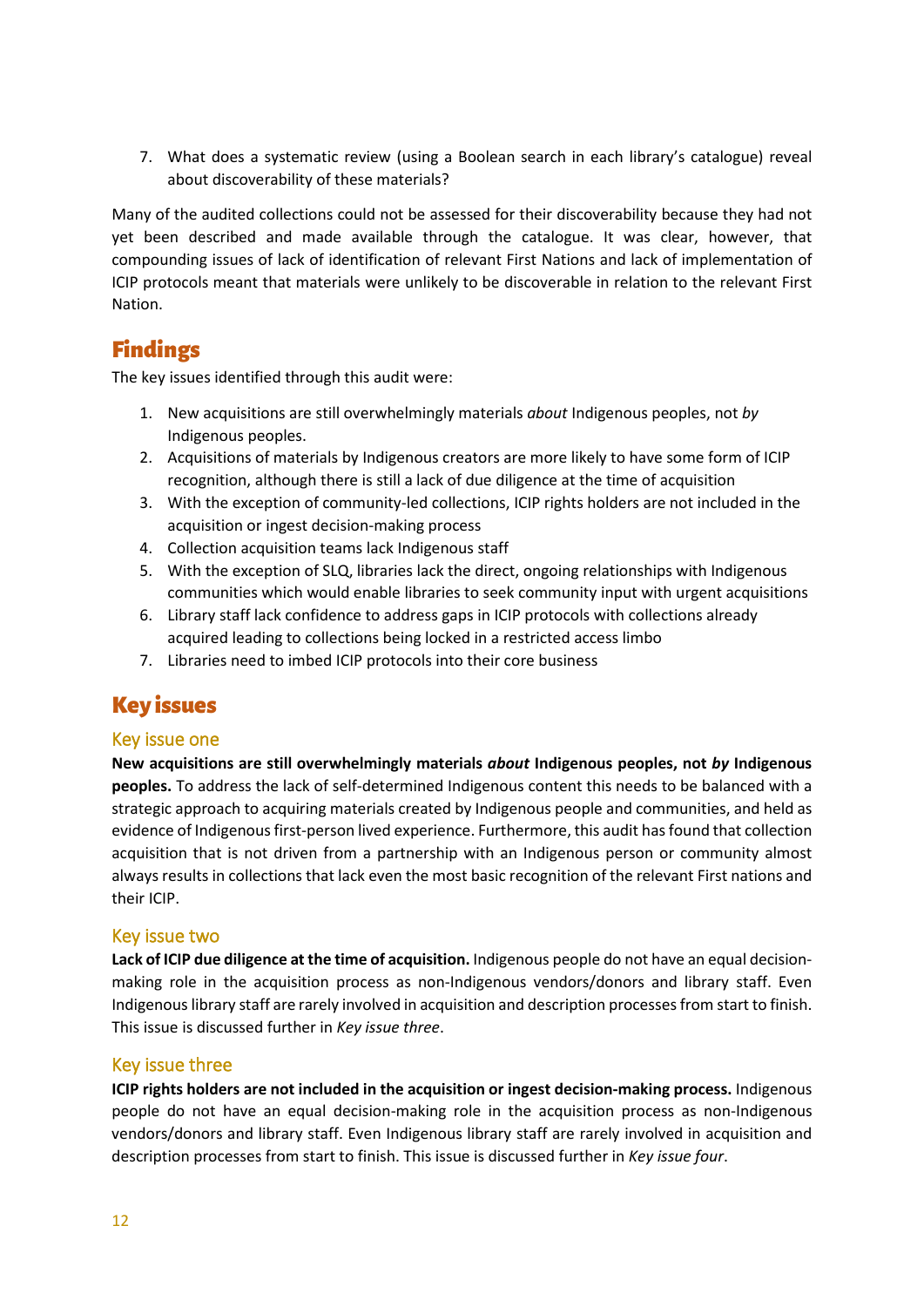7. What does a systematic review (using a Boolean search in each library's catalogue) reveal about discoverability of these materials?

Many of the audited collections could not be assessed for their discoverability because they had not yet been described and made available through the catalogue. It was clear, however, that compounding issues of lack of identification of relevant First Nations and lack of implementation of ICIP protocols meant that materials were unlikely to be discoverable in relation to the relevant First Nation.

## Findings

The key issues identified through this audit were:

1. New acquisitions are still overwhelmingly materials *about* Indigenous peoples, not *by* Indigenous peoples.
2. Acquisitions of materials by Indigenous creators are more likely to have some form of ICIP recognition, although there is still a lack of due diligence at the time of acquisition
3. With the exception of community-led collections, ICIP rights holders are not included in the acquisition or ingest decision-making process
4. Collection acquisition teams lack Indigenous staff
5. With the exception of SLQ, libraries lack the direct, ongoing relationships with Indigenous communities which would enable libraries to seek community input with urgent acquisitions
6. Library staff lack confidence to address gaps in ICIP protocols with collections already acquired leading to collections being locked in a restricted access limbo
7. Libraries need to imbed ICIP protocols into their core business

## Key issues

### Key issue one

**New acquisitions are still overwhelmingly materials *about* Indigenous peoples, not *by* Indigenous peoples.** To address the lack of self-determined Indigenous content this needs to be balanced with a strategic approach to acquiring materials created by Indigenous people and communities, and held as evidence of Indigenous first-person lived experience. Furthermore, this audit has found that collection acquisition that is not driven from a partnership with an Indigenous person or community almost always results in collections that lack even the most basic recognition of the relevant First nations and their ICIP.

### Key issue two

**Lack of ICIP due diligence at the time of acquisition.** Indigenous people do not have an equal decision-making role in the acquisition process as non-Indigenous vendors/donors and library staff. Even Indigenous library staff are rarely involved in acquisition and description processes from start to finish. This issue is discussed further in *Key issue three*.

### Key issue three

**ICIP rights holders are not included in the acquisition or ingest decision-making process.** Indigenous people do not have an equal decision-making role in the acquisition process as non-Indigenous vendors/donors and library staff. Even Indigenous library staff are rarely involved in acquisition and description processes from start to finish. This issue is discussed further in *Key issue four*.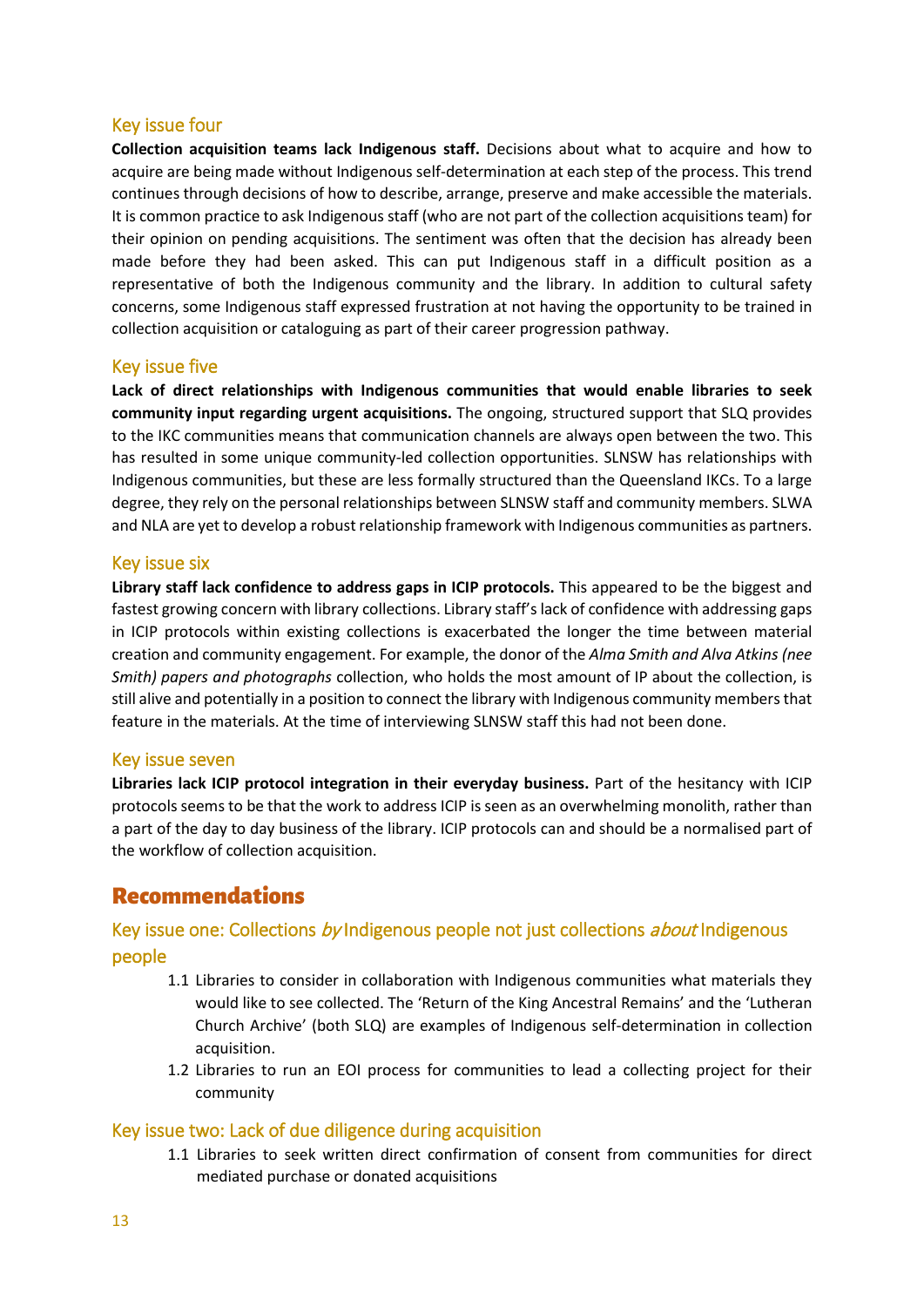### Key issue four

**Collection acquisition teams lack Indigenous staff.** Decisions about what to acquire and how to acquire are being made without Indigenous self-determination at each step of the process. This trend continues through decisions of how to describe, arrange, preserve and make accessible the materials. It is common practice to ask Indigenous staff (who are not part of the collection acquisitions team) for their opinion on pending acquisitions. The sentiment was often that the decision has already been made before they had been asked. This can put Indigenous staff in a difficult position as a representative of both the Indigenous community and the library. In addition to cultural safety concerns, some Indigenous staff expressed frustration at not having the opportunity to be trained in collection acquisition or cataloguing as part of their career progression pathway.

### Key issue five

**Lack of direct relationships with Indigenous communities that would enable libraries to seek community input regarding urgent acquisitions.** The ongoing, structured support that SLQ provides to the IKC communities means that communication channels are always open between the two. This has resulted in some unique community-led collection opportunities. SLNSW has relationships with Indigenous communities, but these are less formally structured than the Queensland IKCs. To a large degree, they rely on the personal relationships between SLNSW staff and community members. SLWA and NLA are yet to develop a robust relationship framework with Indigenous communities as partners.

### Key issue six

**Library staff lack confidence to address gaps in ICIP protocols.** This appeared to be the biggest and fastest growing concern with library collections. Library staff's lack of confidence with addressing gaps in ICIP protocols within existing collections is exacerbated the longer the time between material creation and community engagement. For example, the donor of the *Alma Smith and Alva Atkins (nee Smith) papers and photographs* collection, who holds the most amount of IP about the collection, is still alive and potentially in a position to connect the library with Indigenous community members that feature in the materials. At the time of interviewing SLNSW staff this had not been done.

### Key issue seven

**Libraries lack ICIP protocol integration in their everyday business.** Part of the hesitancy with ICIP protocols seems to be that the work to address ICIP is seen as an overwhelming monolith, rather than a part of the day to day business of the library. ICIP protocols can and should be a normalised part of the workflow of collection acquisition.

## Recommendations

### Key issue one: Collections *by* Indigenous people not just collections *about* Indigenous people

1.1 Libraries to consider in collaboration with Indigenous communities what materials they would like to see collected. The 'Return of the King Ancestral Remains' and the 'Lutheran Church Archive' (both SLQ) are examples of Indigenous self-determination in collection acquisition.

1.2 Libraries to run an EOI process for communities to lead a collecting project for their community

### Key issue two: Lack of due diligence during acquisition

1.1 Libraries to seek written direct confirmation of consent from communities for direct mediated purchase or donated acquisitions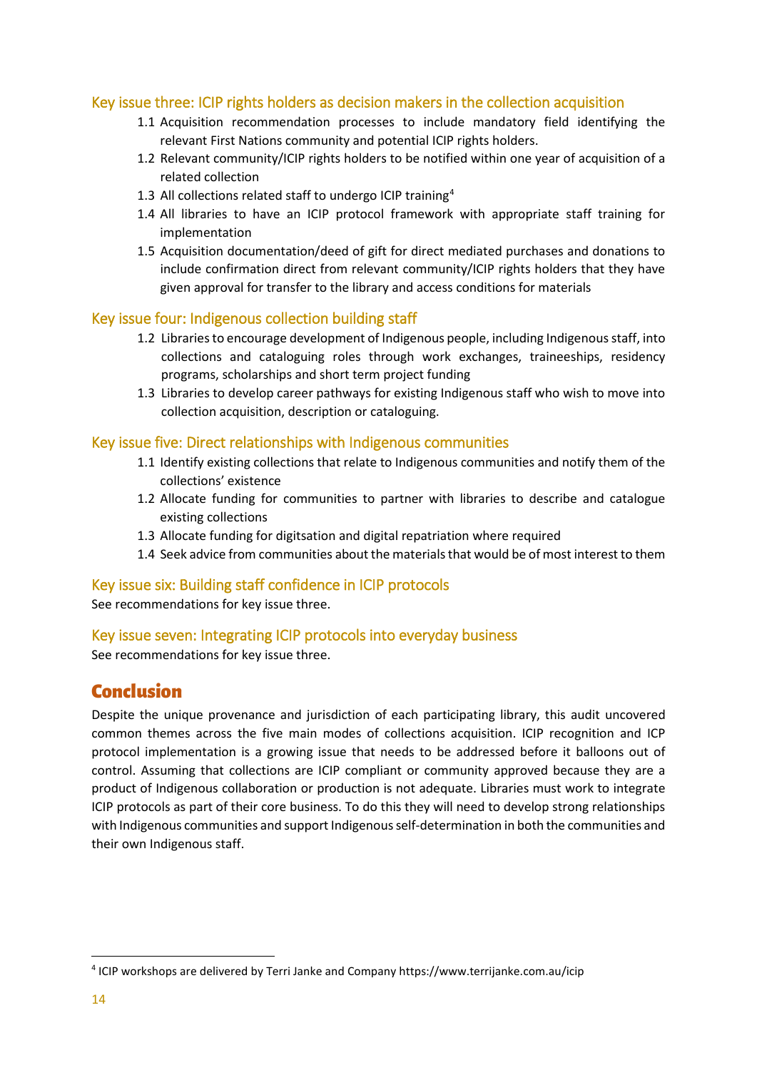### Key issue three: ICIP rights holders as decision makers in the collection acquisition

1.1 Acquisition recommendation processes to include mandatory field identifying the relevant First Nations community and potential ICIP rights holders.
1.2 Relevant community/ICIP rights holders to be notified within one year of acquisition of a related collection
1.3 All collections related staff to undergo ICIP training[4]
1.4 All libraries to have an ICIP protocol framework with appropriate staff training for implementation
1.5 Acquisition documentation/deed of gift for direct mediated purchases and donations to include confirmation direct from relevant community/ICIP rights holders that they have given approval for transfer to the library and access conditions for materials

### Key issue four: Indigenous collection building staff

1.2 Libraries to encourage development of Indigenous people, including Indigenous staff, into collections and cataloguing roles through work exchanges, traineeships, residency programs, scholarships and short term project funding
1.3 Libraries to develop career pathways for existing Indigenous staff who wish to move into collection acquisition, description or cataloguing.

### Key issue five: Direct relationships with Indigenous communities

1.1 Identify existing collections that relate to Indigenous communities and notify them of the collections' existence
1.2 Allocate funding for communities to partner with libraries to describe and catalogue existing collections
1.3 Allocate funding for digitsation and digital repatriation where required
1.4 Seek advice from communities about the materials that would be of most interest to them

### Key issue six: Building staff confidence in ICIP protocols

See recommendations for key issue three.

### Key issue seven: Integrating ICIP protocols into everyday business

See recommendations for key issue three.

## Conclusion

Despite the unique provenance and jurisdiction of each participating library, this audit uncovered common themes across the five main modes of collections acquisition. ICIP recognition and ICP protocol implementation is a growing issue that needs to be addressed before it balloons out of control. Assuming that collections are ICIP compliant or community approved because they are a product of Indigenous collaboration or production is not adequate. Libraries must work to integrate ICIP protocols as part of their core business. To do this they will need to develop strong relationships with Indigenous communities and support Indigenous self-determination in both the communities and their own Indigenous staff.

---

[4] ICIP workshops are delivered by Terri Janke and Company https://www.terrijanke.com.au/icip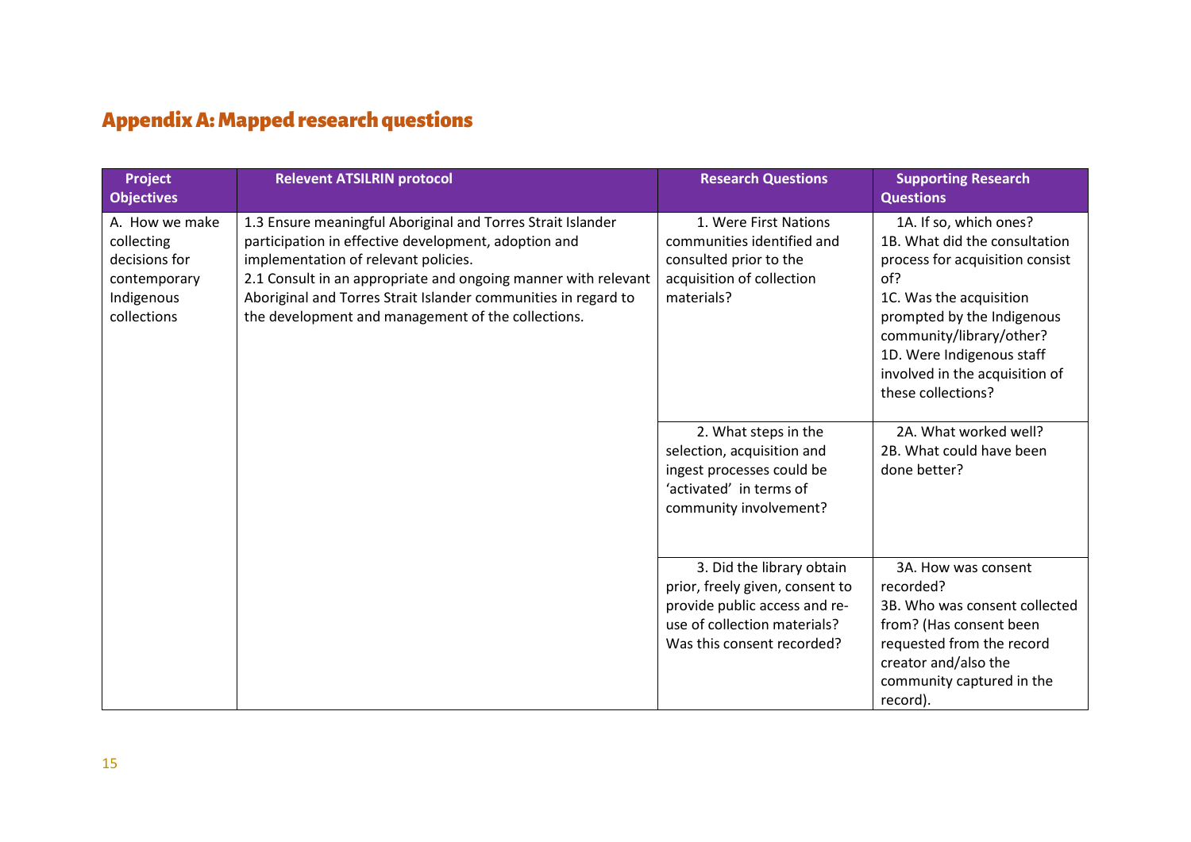## Appendix A: Mapped research questions

| Project Objectives | Relevent ATSILRIN protocol | Research Questions | Supporting Research Questions |
|---|---|---|---|
| A. How we make collecting decisions for contemporary Indigenous collections | 1.3 Ensure meaningful Aboriginal and Torres Strait Islander participation in effective development, adoption and implementation of relevant policies.<br>2.1 Consult in an appropriate and ongoing manner with relevant Aboriginal and Torres Strait Islander communities in regard to the development and management of the collections. | 1. Were First Nations communities identified and consulted prior to the acquisition of collection materials? | 1A. If so, which ones?<br>1B. What did the consultation process for acquisition consist of?<br>1C. Was the acquisition prompted by the Indigenous community/library/other?<br>1D. Were Indigenous staff involved in the acquisition of these collections? |
| | | 2. What steps in the selection, acquisition and ingest processes could be 'activated' in terms of community involvement? | 2A. What worked well?<br>2B. What could have been done better? |
| | | 3. Did the library obtain prior, freely given, consent to provide public access and re-use of collection materials? Was this consent recorded? | 3A. How was consent recorded?<br>3B. Who was consent collected from? (Has consent been requested from the record creator and/also the community captured in the record). |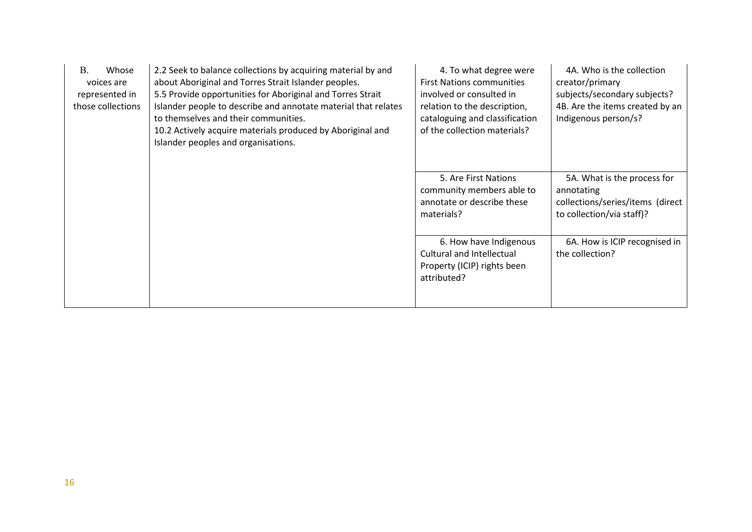| | | | |
|---|---|---|---|
| B. Whose voices are represented in those collections | 2.2 Seek to balance collections by acquiring material by and about Aboriginal and Torres Strait Islander peoples.<br>5.5 Provide opportunities for Aboriginal and Torres Strait Islander people to describe and annotate material that relates to themselves and their communities.<br>10.2 Actively acquire materials produced by Aboriginal and Islander peoples and organisations. | 4. To what degree were First Nations communities involved or consulted in relation to the description, cataloguing and classification of the collection materials? | 4A. Who is the collection creator/primary subjects/secondary subjects?<br>4B. Are the items created by an Indigenous person/s? |
| | | 5. Are First Nations community members able to annotate or describe these materials? | 5A. What is the process for annotating collections/series/items (direct to collection/via staff)? |
| | | 6. How have Indigenous Cultural and Intellectual Property (ICIP) rights been attributed? | 6A. How is ICIP recognised in the collection? |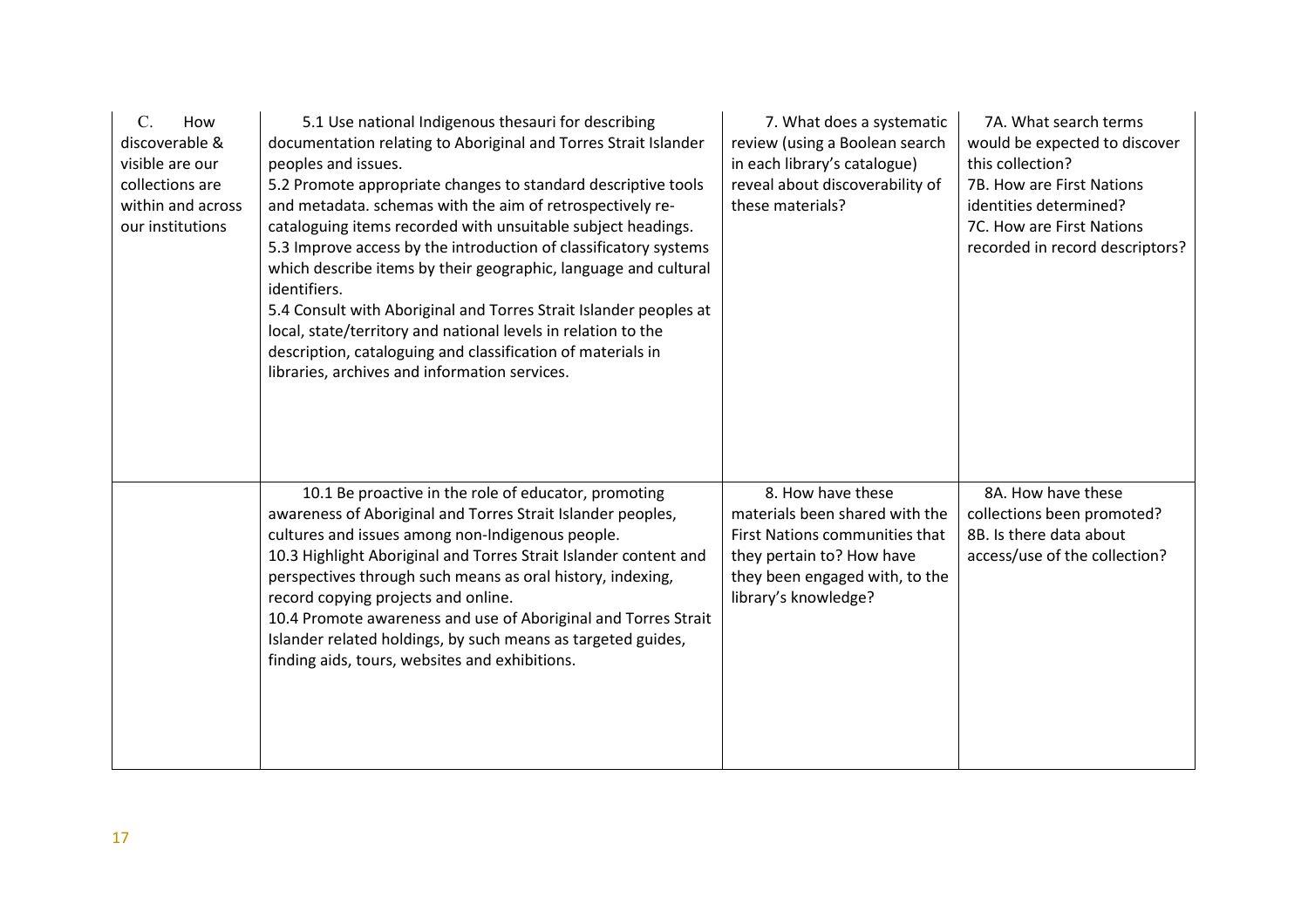| | | | |
|---|---|---|---|
| C. How discoverable & visible are our collections are within and across our institutions | 5.1 Use national Indigenous thesauri for describing documentation relating to Aboriginal and Torres Strait Islander peoples and issues.<br>5.2 Promote appropriate changes to standard descriptive tools and metadata. schemas with the aim of retrospectively re-cataloguing items recorded with unsuitable subject headings.<br>5.3 Improve access by the introduction of classificatory systems which describe items by their geographic, language and cultural identifiers.<br>5.4 Consult with Aboriginal and Torres Strait Islander peoples at local, state/territory and national levels in relation to the description, cataloguing and classification of materials in libraries, archives and information services. | 7. What does a systematic review (using a Boolean search in each library's catalogue) reveal about discoverability of these materials? | 7A. What search terms would be expected to discover this collection?<br>7B. How are First Nations identities determined?<br>7C. How are First Nations recorded in record descriptors? |
| | 10.1 Be proactive in the role of educator, promoting awareness of Aboriginal and Torres Strait Islander peoples, cultures and issues among non-Indigenous people.<br>10.3 Highlight Aboriginal and Torres Strait Islander content and perspectives through such means as oral history, indexing, record copying projects and online.<br>10.4 Promote awareness and use of Aboriginal and Torres Strait Islander related holdings, by such means as targeted guides, finding aids, tours, websites and exhibitions. | 8. How have these materials been shared with the First Nations communities that they pertain to? How have they been engaged with, to the library's knowledge? | 8A. How have these collections been promoted?<br>8B. Is there data about access/use of the collection? |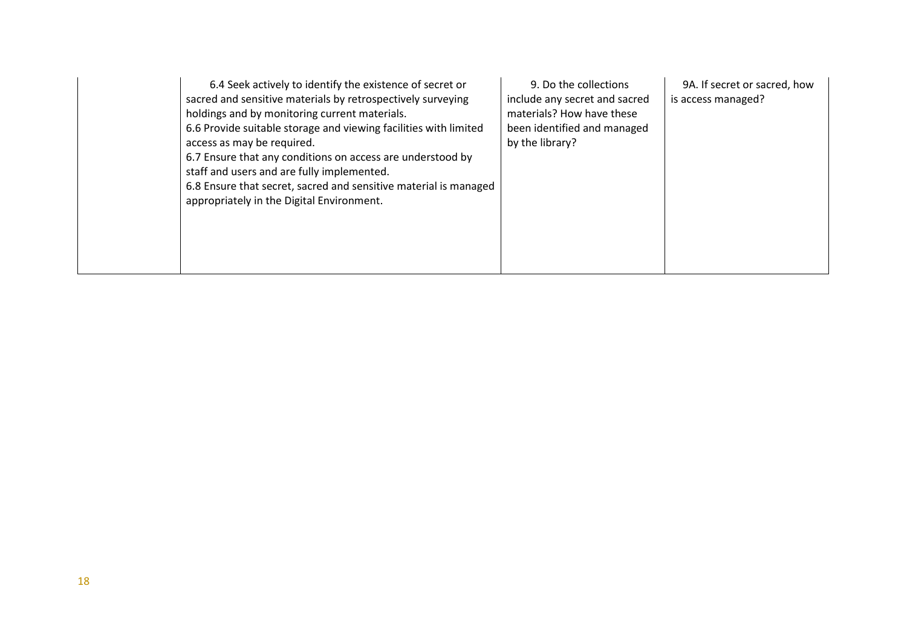| | | | |
|---|---|---|---|
| | 6.4 Seek actively to identify the existence of secret or sacred and sensitive materials by retrospectively surveying holdings and by monitoring current materials.<br>6.6 Provide suitable storage and viewing facilities with limited access as may be required.<br>6.7 Ensure that any conditions on access are understood by staff and users and are fully implemented.<br>6.8 Ensure that secret, sacred and sensitive material is managed appropriately in the Digital Environment. | 9. Do the collections include any secret and sacred materials? How have these been identified and managed by the library? | 9A. If secret or sacred, how is access managed? |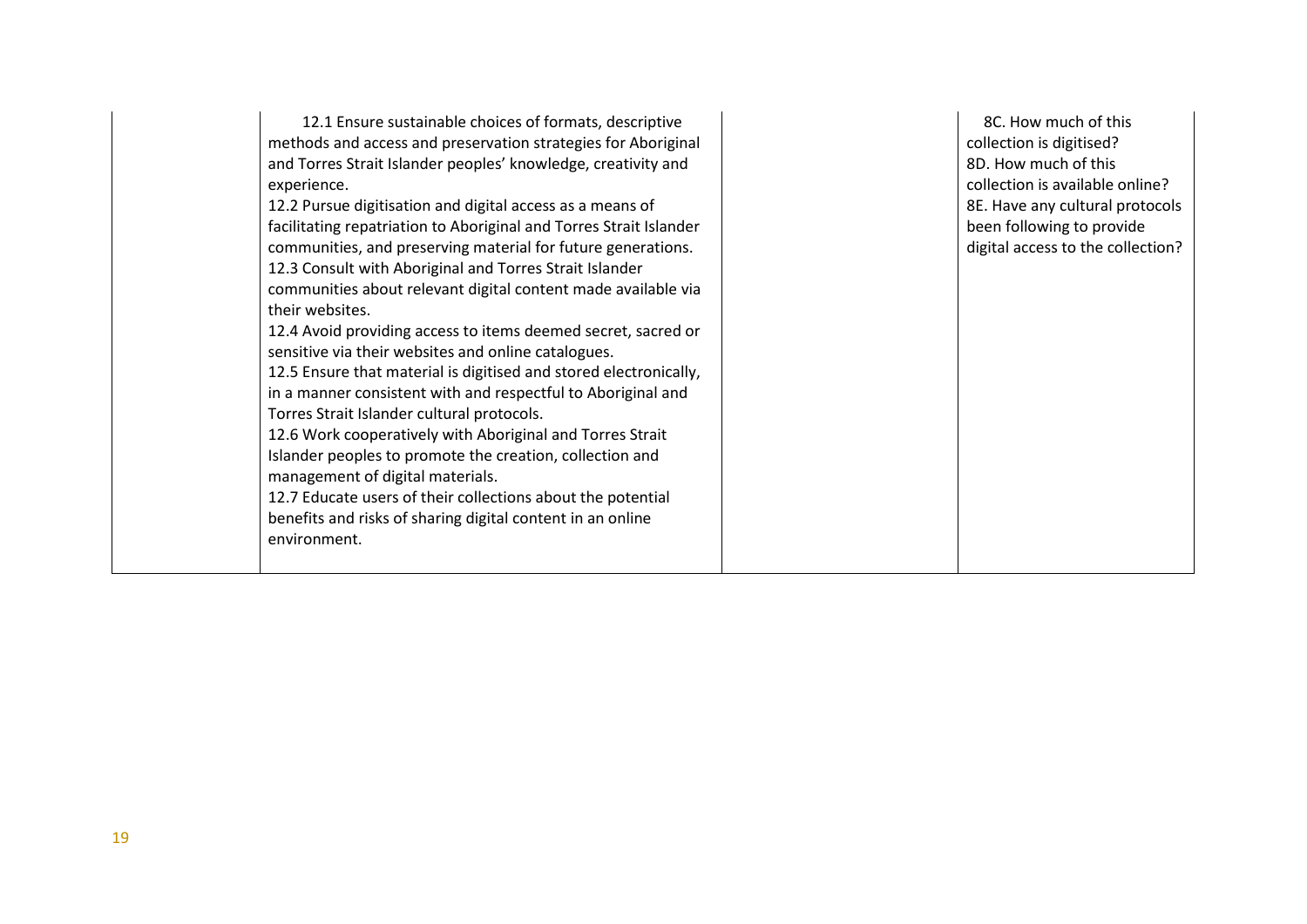| | | | |
|---|---|---|---|
| | 12.1 Ensure sustainable choices of formats, descriptive methods and access and preservation strategies for Aboriginal and Torres Strait Islander peoples' knowledge, creativity and experience.<br>12.2 Pursue digitisation and digital access as a means of facilitating repatriation to Aboriginal and Torres Strait Islander communities, and preserving material for future generations.<br>12.3 Consult with Aboriginal and Torres Strait Islander communities about relevant digital content made available via their websites.<br>12.4 Avoid providing access to items deemed secret, sacred or sensitive via their websites and online catalogues.<br>12.5 Ensure that material is digitised and stored electronically, in a manner consistent with and respectful to Aboriginal and Torres Strait Islander cultural protocols.<br>12.6 Work cooperatively with Aboriginal and Torres Strait Islander peoples to promote the creation, collection and management of digital materials.<br>12.7 Educate users of their collections about the potential benefits and risks of sharing digital content in an online environment. | | 8C. How much of this collection is digitised?<br>8D. How much of this collection is available online?<br>8E. Have any cultural protocols been following to provide digital access to the collection? |